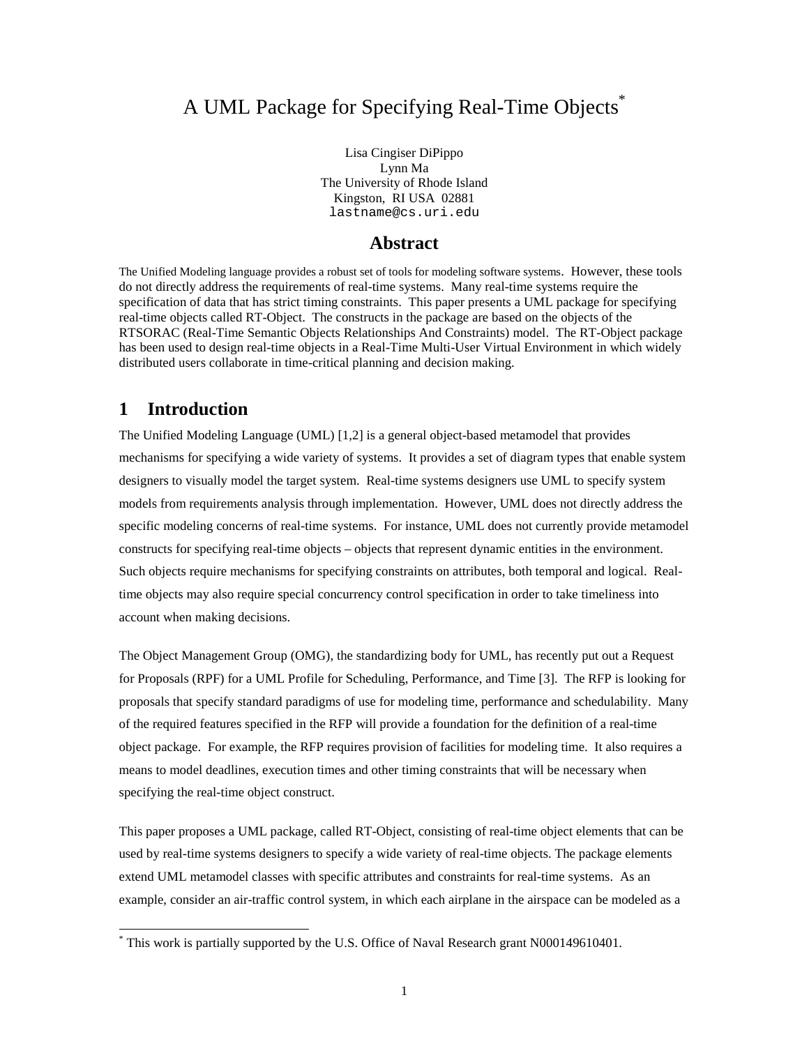# A UML Package for Specifying Real-Time Objects[*]

Lisa Cingiser DiPippo
Lynn Ma
The University of Rhode Island
Kingston, RI USA 02881
lastname@cs.uri.edu

## Abstract

The Unified Modeling language provides a robust set of tools for modeling software systems. However, these tools do not directly address the requirements of real-time systems. Many real-time systems require the specification of data that has strict timing constraints. This paper presents a UML package for specifying real-time objects called RT-Object. The constructs in the package are based on the objects of the RTSORAC (Real-Time Semantic Objects Relationships And Constraints) model. The RT-Object package has been used to design real-time objects in a Real-Time Multi-User Virtual Environment in which widely distributed users collaborate in time-critical planning and decision making.

## 1 Introduction

The Unified Modeling Language (UML) [1,2] is a general object-based metamodel that provides mechanisms for specifying a wide variety of systems. It provides a set of diagram types that enable system designers to visually model the target system. Real-time systems designers use UML to specify system models from requirements analysis through implementation. However, UML does not directly address the specific modeling concerns of real-time systems. For instance, UML does not currently provide metamodel constructs for specifying real-time objects – objects that represent dynamic entities in the environment. Such objects require mechanisms for specifying constraints on attributes, both temporal and logical. Real-time objects may also require special concurrency control specification in order to take timeliness into account when making decisions.

The Object Management Group (OMG), the standardizing body for UML, has recently put out a Request for Proposals (RPF) for a UML Profile for Scheduling, Performance, and Time [3]. The RFP is looking for proposals that specify standard paradigms of use for modeling time, performance and schedulability. Many of the required features specified in the RFP will provide a foundation for the definition of a real-time object package. For example, the RFP requires provision of facilities for modeling time. It also requires a means to model deadlines, execution times and other timing constraints that will be necessary when specifying the real-time object construct.

This paper proposes a UML package, called RT-Object, consisting of real-time object elements that can be used by real-time systems designers to specify a wide variety of real-time objects. The package elements extend UML metamodel classes with specific attributes and constraints for real-time systems. As an example, consider an air-traffic control system, in which each airplane in the airspace can be modeled as a

[*] This work is partially supported by the U.S. Office of Naval Research grant N000149610401.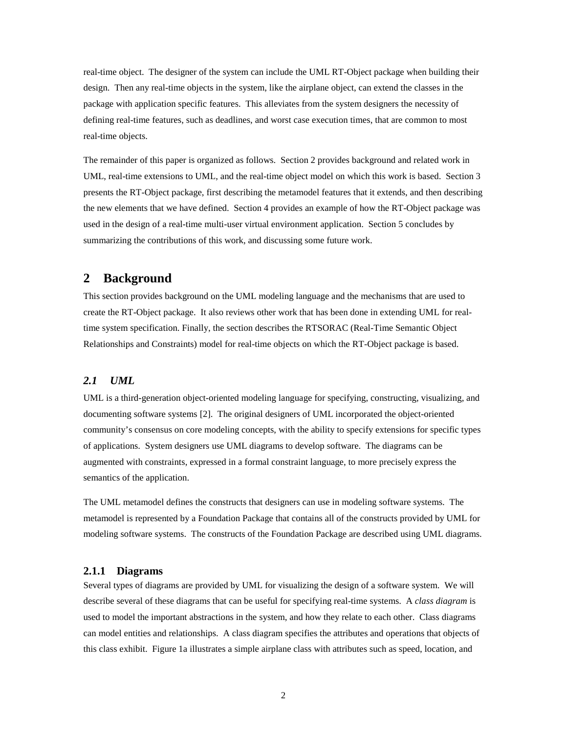real-time object. The designer of the system can include the UML RT-Object package when building their design. Then any real-time objects in the system, like the airplane object, can extend the classes in the package with application specific features. This alleviates from the system designers the necessity of defining real-time features, such as deadlines, and worst case execution times, that are common to most real-time objects.

The remainder of this paper is organized as follows. Section 2 provides background and related work in UML, real-time extensions to UML, and the real-time object model on which this work is based. Section 3 presents the RT-Object package, first describing the metamodel features that it extends, and then describing the new elements that we have defined. Section 4 provides an example of how the RT-Object package was used in the design of a real-time multi-user virtual environment application. Section 5 concludes by summarizing the contributions of this work, and discussing some future work.

# 2 Background

This section provides background on the UML modeling language and the mechanisms that are used to create the RT-Object package. It also reviews other work that has been done in extending UML for real-time system specification. Finally, the section describes the RTSORAC (Real-Time Semantic Object Relationships and Constraints) model for real-time objects on which the RT-Object package is based.

## *2.1 UML*

UML is a third-generation object-oriented modeling language for specifying, constructing, visualizing, and documenting software systems [2]. The original designers of UML incorporated the object-oriented community's consensus on core modeling concepts, with the ability to specify extensions for specific types of applications. System designers use UML diagrams to develop software. The diagrams can be augmented with constraints, expressed in a formal constraint language, to more precisely express the semantics of the application.

The UML metamodel defines the constructs that designers can use in modeling software systems. The metamodel is represented by a Foundation Package that contains all of the constructs provided by UML for modeling software systems. The constructs of the Foundation Package are described using UML diagrams.

### 2.1.1 Diagrams

Several types of diagrams are provided by UML for visualizing the design of a software system. We will describe several of these diagrams that can be useful for specifying real-time systems. A *class diagram* is used to model the important abstractions in the system, and how they relate to each other. Class diagrams can model entities and relationships. A class diagram specifies the attributes and operations that objects of this class exhibit. Figure 1a illustrates a simple airplane class with attributes such as speed, location, and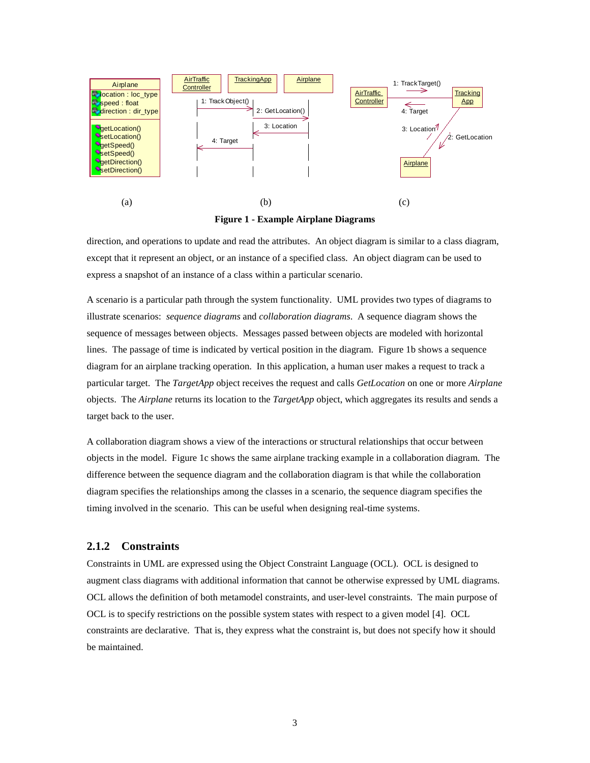Figure 1 - Example Airplane Diagrams

direction, and operations to update and read the attributes. An object diagram is similar to a class diagram, except that it represent an object, or an instance of a specified class. An object diagram can be used to express a snapshot of an instance of a class within a particular scenario.

A scenario is a particular path through the system functionality. UML provides two types of diagrams to illustrate scenarios: *sequence diagrams* and *collaboration diagrams*. A sequence diagram shows the sequence of messages between objects. Messages passed between objects are modeled with horizontal lines. The passage of time is indicated by vertical position in the diagram. Figure 1b shows a sequence diagram for an airplane tracking operation. In this application, a human user makes a request to track a particular target. The *TargetApp* object receives the request and calls *GetLocation* on one or more *Airplane* objects. The *Airplane* returns its location to the *TargetApp* object, which aggregates its results and sends a target back to the user.

A collaboration diagram shows a view of the interactions or structural relationships that occur between objects in the model. Figure 1c shows the same airplane tracking example in a collaboration diagram. The difference between the sequence diagram and the collaboration diagram is that while the collaboration diagram specifies the relationships among the classes in a scenario, the sequence diagram specifies the timing involved in the scenario. This can be useful when designing real-time systems.

### 2.1.2 Constraints

Constraints in UML are expressed using the Object Constraint Language (OCL). OCL is designed to augment class diagrams with additional information that cannot be otherwise expressed by UML diagrams. OCL allows the definition of both metamodel constraints, and user-level constraints. The main purpose of OCL is to specify restrictions on the possible system states with respect to a given model [4]. OCL constraints are declarative. That is, they express what the constraint is, but does not specify how it should be maintained.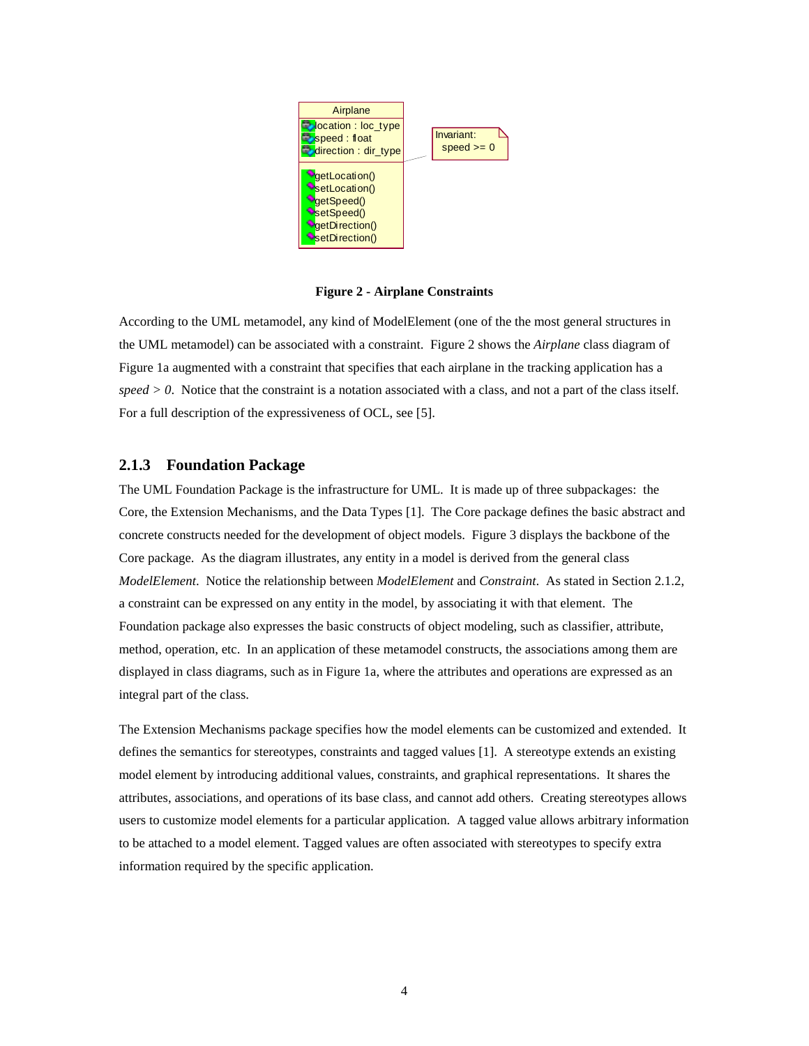Figure 2 - Airplane Constraints

According to the UML metamodel, any kind of ModelElement (one of the the most general structures in the UML metamodel) can be associated with a constraint. Figure 2 shows the *Airplane* class diagram of Figure 1a augmented with a constraint that specifies that each airplane in the tracking application has a *speed > 0*. Notice that the constraint is a notation associated with a class, and not a part of the class itself. For a full description of the expressiveness of OCL, see [5].

### 2.1.3 Foundation Package

The UML Foundation Package is the infrastructure for UML. It is made up of three subpackages: the Core, the Extension Mechanisms, and the Data Types [1]. The Core package defines the basic abstract and concrete constructs needed for the development of object models. Figure 3 displays the backbone of the Core package. As the diagram illustrates, any entity in a model is derived from the general class *ModelElement*. Notice the relationship between *ModelElement* and *Constraint*. As stated in Section 2.1.2, a constraint can be expressed on any entity in the model, by associating it with that element. The Foundation package also expresses the basic constructs of object modeling, such as classifier, attribute, method, operation, etc. In an application of these metamodel constructs, the associations among them are displayed in class diagrams, such as in Figure 1a, where the attributes and operations are expressed as an integral part of the class.

The Extension Mechanisms package specifies how the model elements can be customized and extended. It defines the semantics for stereotypes, constraints and tagged values [1]. A stereotype extends an existing model element by introducing additional values, constraints, and graphical representations. It shares the attributes, associations, and operations of its base class, and cannot add others. Creating stereotypes allows users to customize model elements for a particular application. A tagged value allows arbitrary information to be attached to a model element. Tagged values are often associated with stereotypes to specify extra information required by the specific application.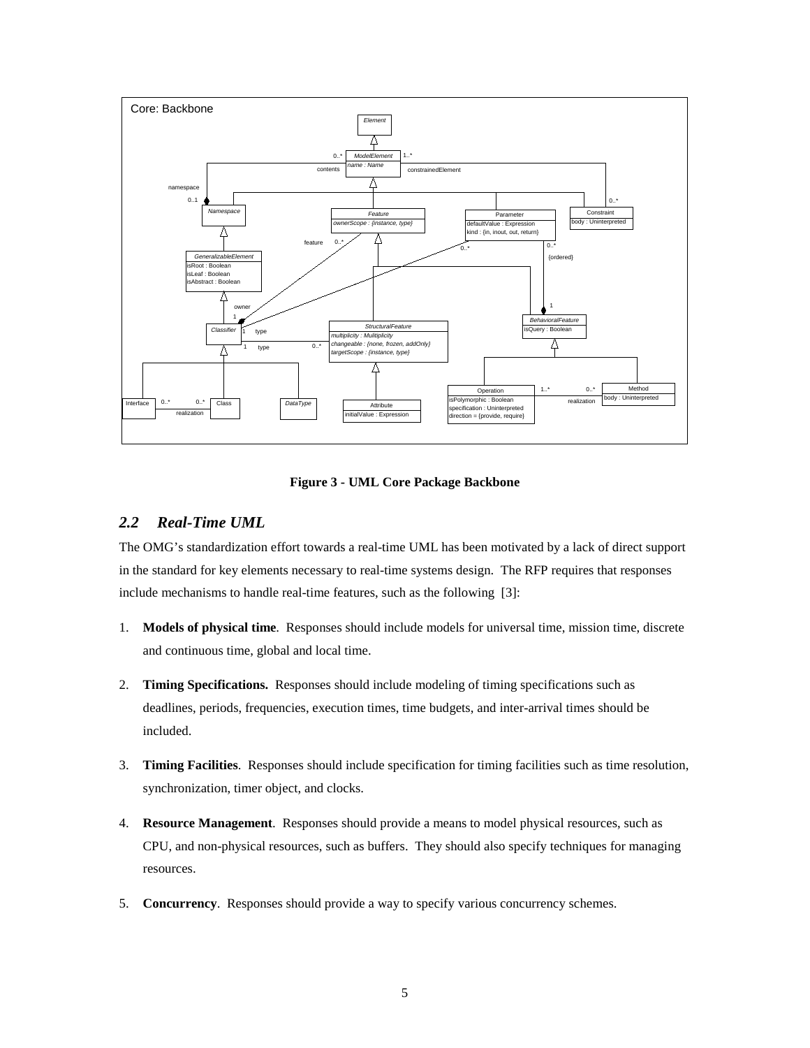**Figure 3 - UML Core Package Backbone**

## *2.2 Real-Time UML*

The OMG's standardization effort towards a real-time UML has been motivated by a lack of direct support in the standard for key elements necessary to real-time systems design. The RFP requires that responses include mechanisms to handle real-time features, such as the following [3]:

1. **Models of physical time**. Responses should include models for universal time, mission time, discrete and continuous time, global and local time.

2. **Timing Specifications.** Responses should include modeling of timing specifications such as deadlines, periods, frequencies, execution times, time budgets, and inter-arrival times should be included.

3. **Timing Facilities**. Responses should include specification for timing facilities such as time resolution, synchronization, timer object, and clocks.

4. **Resource Management**. Responses should provide a means to model physical resources, such as CPU, and non-physical resources, such as buffers. They should also specify techniques for managing resources.

5. **Concurrency**. Responses should provide a way to specify various concurrency schemes.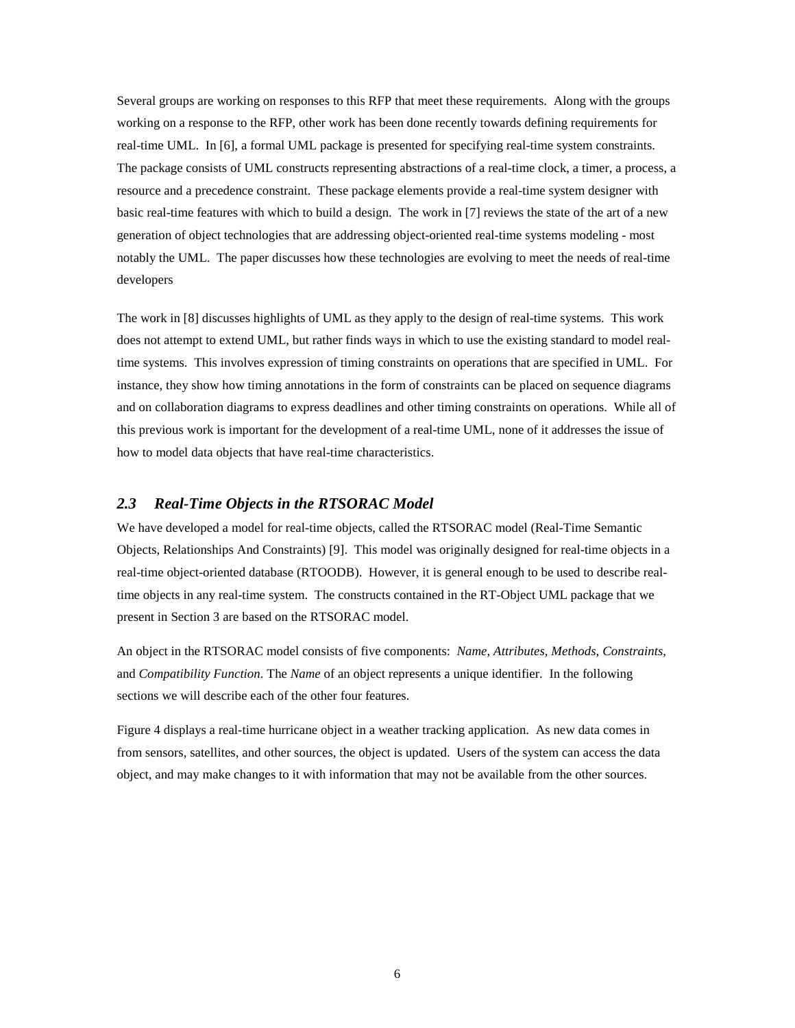Several groups are working on responses to this RFP that meet these requirements. Along with the groups working on a response to the RFP, other work has been done recently towards defining requirements for real-time UML. In [6], a formal UML package is presented for specifying real-time system constraints. The package consists of UML constructs representing abstractions of a real-time clock, a timer, a process, a resource and a precedence constraint. These package elements provide a real-time system designer with basic real-time features with which to build a design. The work in [7] reviews the state of the art of a new generation of object technologies that are addressing object-oriented real-time systems modeling - most notably the UML. The paper discusses how these technologies are evolving to meet the needs of real-time developers

The work in [8] discusses highlights of UML as they apply to the design of real-time systems. This work does not attempt to extend UML, but rather finds ways in which to use the existing standard to model real-time systems. This involves expression of timing constraints on operations that are specified in UML. For instance, they show how timing annotations in the form of constraints can be placed on sequence diagrams and on collaboration diagrams to express deadlines and other timing constraints on operations. While all of this previous work is important for the development of a real-time UML, none of it addresses the issue of how to model data objects that have real-time characteristics.

### *2.3 Real-Time Objects in the RTSORAC Model*

We have developed a model for real-time objects, called the RTSORAC model (Real-Time Semantic Objects, Relationships And Constraints) [9]. This model was originally designed for real-time objects in a real-time object-oriented database (RTOODB). However, it is general enough to be used to describe real-time objects in any real-time system. The constructs contained in the RT-Object UML package that we present in Section 3 are based on the RTSORAC model.

An object in the RTSORAC model consists of five components: *Name*, *Attributes*, *Methods*, *Constraints*, and *Compatibility Function*. The *Name* of an object represents a unique identifier. In the following sections we will describe each of the other four features.

Figure 4 displays a real-time hurricane object in a weather tracking application. As new data comes in from sensors, satellites, and other sources, the object is updated. Users of the system can access the data object, and may make changes to it with information that may not be available from the other sources.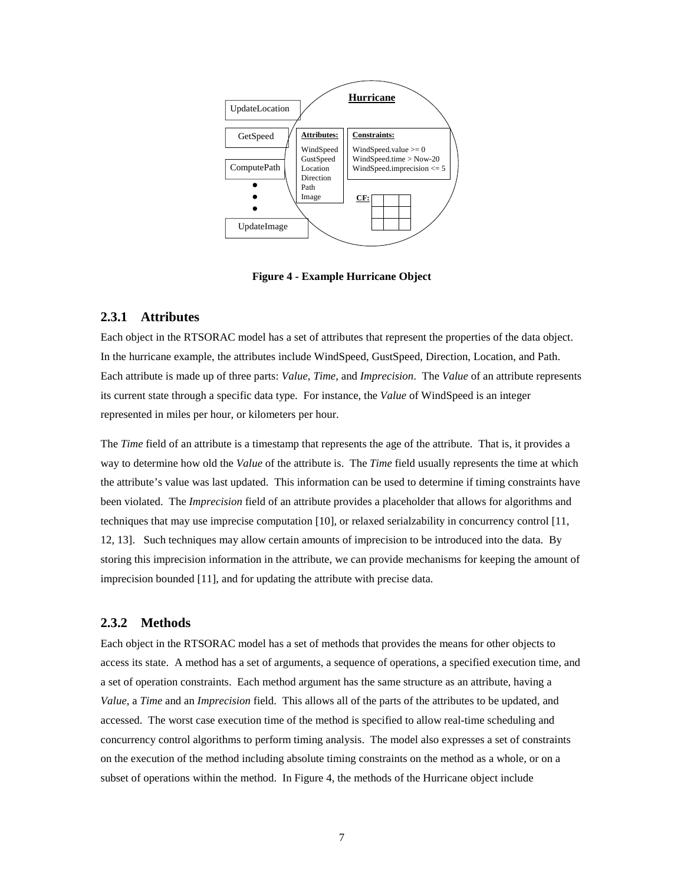Figure 4 - Example Hurricane Object

### 2.3.1 Attributes

Each object in the RTSORAC model has a set of attributes that represent the properties of the data object. In the hurricane example, the attributes include WindSpeed, GustSpeed, Direction, Location, and Path. Each attribute is made up of three parts: *Value*, *Time*, and *Imprecision*. The *Value* of an attribute represents its current state through a specific data type. For instance, the *Value* of WindSpeed is an integer represented in miles per hour, or kilometers per hour.

The *Time* field of an attribute is a timestamp that represents the age of the attribute. That is, it provides a way to determine how old the *Value* of the attribute is. The *Time* field usually represents the time at which the attribute's value was last updated. This information can be used to determine if timing constraints have been violated. The *Imprecision* field of an attribute provides a placeholder that allows for algorithms and techniques that may use imprecise computation [10], or relaxed serialzability in concurrency control [11, 12, 13]. Such techniques may allow certain amounts of imprecision to be introduced into the data. By storing this imprecision information in the attribute, we can provide mechanisms for keeping the amount of imprecision bounded [11], and for updating the attribute with precise data.

### 2.3.2 Methods

Each object in the RTSORAC model has a set of methods that provides the means for other objects to access its state. A method has a set of arguments, a sequence of operations, a specified execution time, and a set of operation constraints. Each method argument has the same structure as an attribute, having a *Value*, a *Time* and an *Imprecision* field. This allows all of the parts of the attributes to be updated, and accessed. The worst case execution time of the method is specified to allow real-time scheduling and concurrency control algorithms to perform timing analysis. The model also expresses a set of constraints on the execution of the method including absolute timing constraints on the method as a whole, or on a subset of operations within the method. In Figure 4, the methods of the Hurricane object include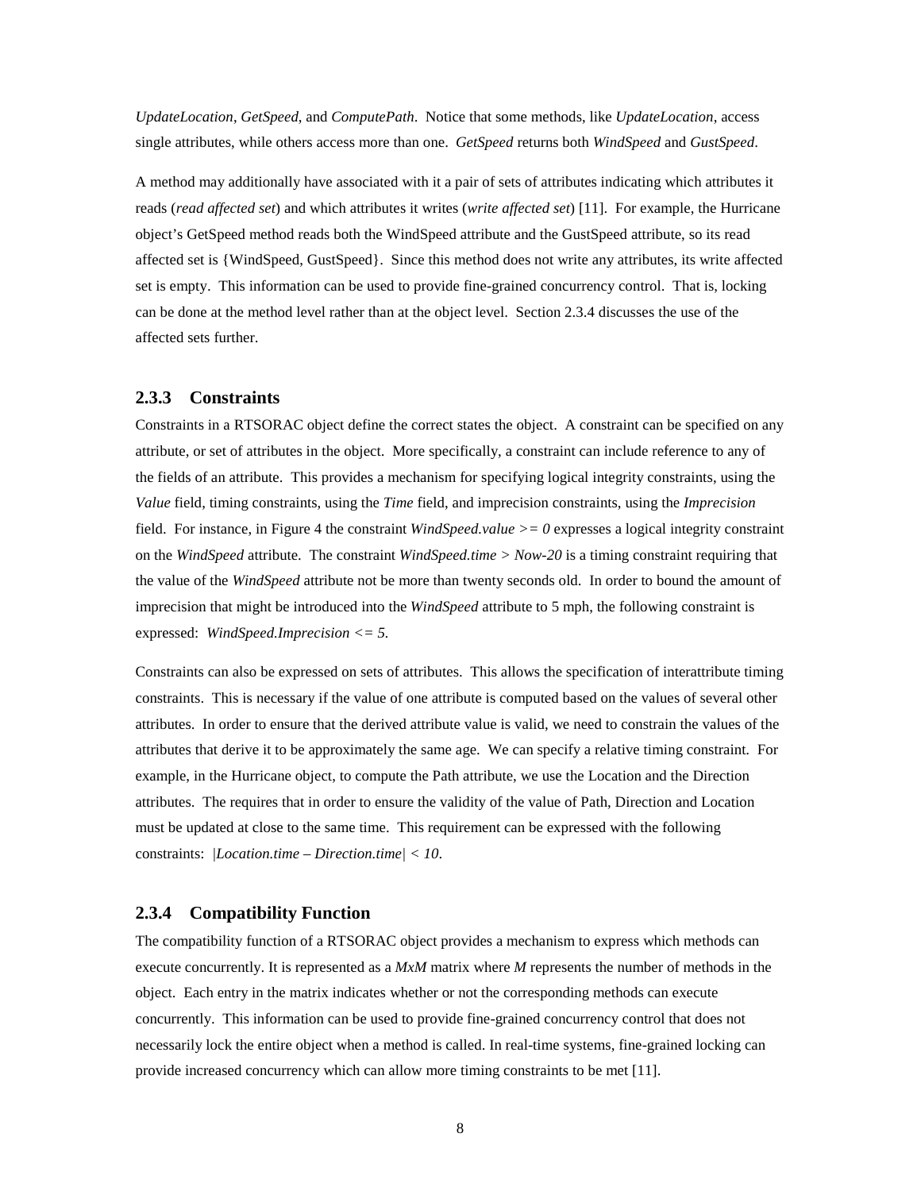*UpdateLocation*, *GetSpeed*, and *ComputePath*. Notice that some methods, like *UpdateLocation*, access single attributes, while others access more than one. *GetSpeed* returns both *WindSpeed* and *GustSpeed*.

A method may additionally have associated with it a pair of sets of attributes indicating which attributes it reads (*read affected set*) and which attributes it writes (*write affected set*) [11]. For example, the Hurricane object's GetSpeed method reads both the WindSpeed attribute and the GustSpeed attribute, so its read affected set is {WindSpeed, GustSpeed}. Since this method does not write any attributes, its write affected set is empty. This information can be used to provide fine-grained concurrency control. That is, locking can be done at the method level rather than at the object level. Section 2.3.4 discusses the use of the affected sets further.

### 2.3.3 Constraints

Constraints in a RTSORAC object define the correct states the object. A constraint can be specified on any attribute, or set of attributes in the object. More specifically, a constraint can include reference to any of the fields of an attribute. This provides a mechanism for specifying logical integrity constraints, using the *Value* field, timing constraints, using the *Time* field, and imprecision constraints, using the *Imprecision* field. For instance, in Figure 4 the constraint *WindSpeed.value >= 0* expresses a logical integrity constraint on the *WindSpeed* attribute. The constraint *WindSpeed.time > Now-20* is a timing constraint requiring that the value of the *WindSpeed* attribute not be more than twenty seconds old. In order to bound the amount of imprecision that might be introduced into the *WindSpeed* attribute to 5 mph, the following constraint is expressed: *WindSpeed.Imprecision <= 5.*

Constraints can also be expressed on sets of attributes. This allows the specification of interattribute timing constraints. This is necessary if the value of one attribute is computed based on the values of several other attributes. In order to ensure that the derived attribute value is valid, we need to constrain the values of the attributes that derive it to be approximately the same age. We can specify a relative timing constraint. For example, in the Hurricane object, to compute the Path attribute, we use the Location and the Direction attributes. The requires that in order to ensure the validity of the value of Path, Direction and Location must be updated at close to the same time. This requirement can be expressed with the following constraints: *|Location.time – Direction.time| < 10*.

### 2.3.4 Compatibility Function

The compatibility function of a RTSORAC object provides a mechanism to express which methods can execute concurrently. It is represented as a *MxM* matrix where *M* represents the number of methods in the object. Each entry in the matrix indicates whether or not the corresponding methods can execute concurrently. This information can be used to provide fine-grained concurrency control that does not necessarily lock the entire object when a method is called. In real-time systems, fine-grained locking can provide increased concurrency which can allow more timing constraints to be met [11].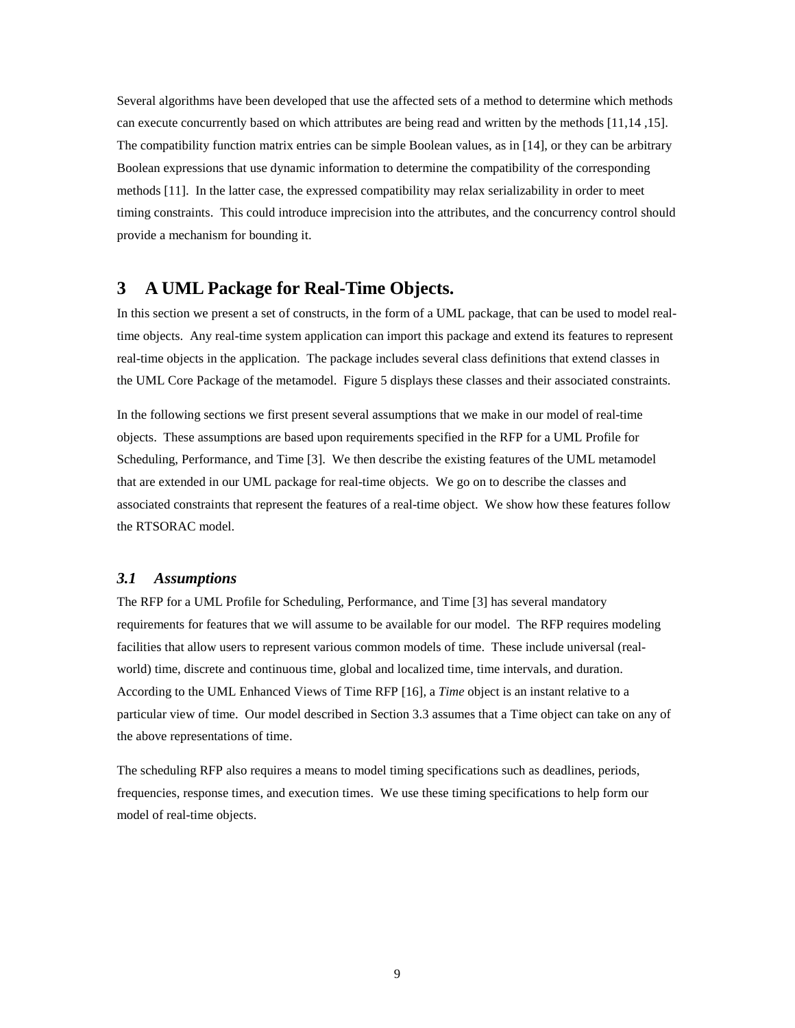Several algorithms have been developed that use the affected sets of a method to determine which methods can execute concurrently based on which attributes are being read and written by the methods [11,14 ,15]. The compatibility function matrix entries can be simple Boolean values, as in [14], or they can be arbitrary Boolean expressions that use dynamic information to determine the compatibility of the corresponding methods [11]. In the latter case, the expressed compatibility may relax serializability in order to meet timing constraints. This could introduce imprecision into the attributes, and the concurrency control should provide a mechanism for bounding it.

# 3 A UML Package for Real-Time Objects.

In this section we present a set of constructs, in the form of a UML package, that can be used to model real-time objects. Any real-time system application can import this package and extend its features to represent real-time objects in the application. The package includes several class definitions that extend classes in the UML Core Package of the metamodel. Figure 5 displays these classes and their associated constraints.

In the following sections we first present several assumptions that we make in our model of real-time objects. These assumptions are based upon requirements specified in the RFP for a UML Profile for Scheduling, Performance, and Time [3]. We then describe the existing features of the UML metamodel that are extended in our UML package for real-time objects. We go on to describe the classes and associated constraints that represent the features of a real-time object. We show how these features follow the RTSORAC model.

## *3.1 Assumptions*

The RFP for a UML Profile for Scheduling, Performance, and Time [3] has several mandatory requirements for features that we will assume to be available for our model. The RFP requires modeling facilities that allow users to represent various common models of time. These include universal (real-world) time, discrete and continuous time, global and localized time, time intervals, and duration. According to the UML Enhanced Views of Time RFP [16], a *Time* object is an instant relative to a particular view of time. Our model described in Section 3.3 assumes that a Time object can take on any of the above representations of time.

The scheduling RFP also requires a means to model timing specifications such as deadlines, periods, frequencies, response times, and execution times. We use these timing specifications to help form our model of real-time objects.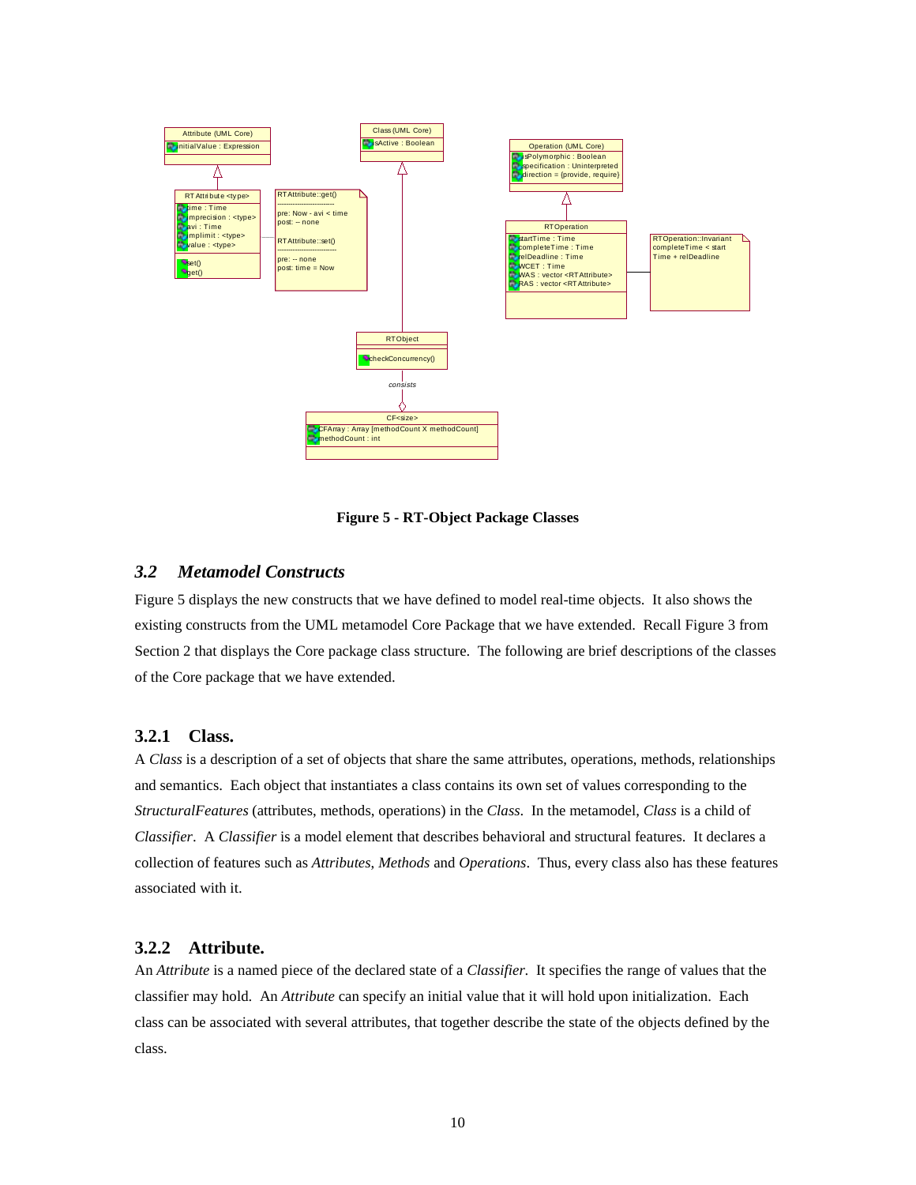Figure 5 - RT-Object Package Classes

## 3.2 *Metamodel Constructs*

Figure 5 displays the new constructs that we have defined to model real-time objects. It also shows the existing constructs from the UML metamodel Core Package that we have extended. Recall Figure 3 from Section 2 that displays the Core package class structure. The following are brief descriptions of the classes of the Core package that we have extended.

### 3.2.1 Class.

A *Class* is a description of a set of objects that share the same attributes, operations, methods, relationships and semantics. Each object that instantiates a class contains its own set of values corresponding to the *StructuralFeatures* (attributes, methods, operations) in the *Class*. In the metamodel, *Class* is a child of *Classifier*. A *Classifier* is a model element that describes behavioral and structural features. It declares a collection of features such as *Attributes*, *Methods* and *Operations*. Thus, every class also has these features associated with it.

### 3.2.2 Attribute.

An *Attribute* is a named piece of the declared state of a *Classifier*. It specifies the range of values that the classifier may hold. An *Attribute* can specify an initial value that it will hold upon initialization. Each class can be associated with several attributes, that together describe the state of the objects defined by the class.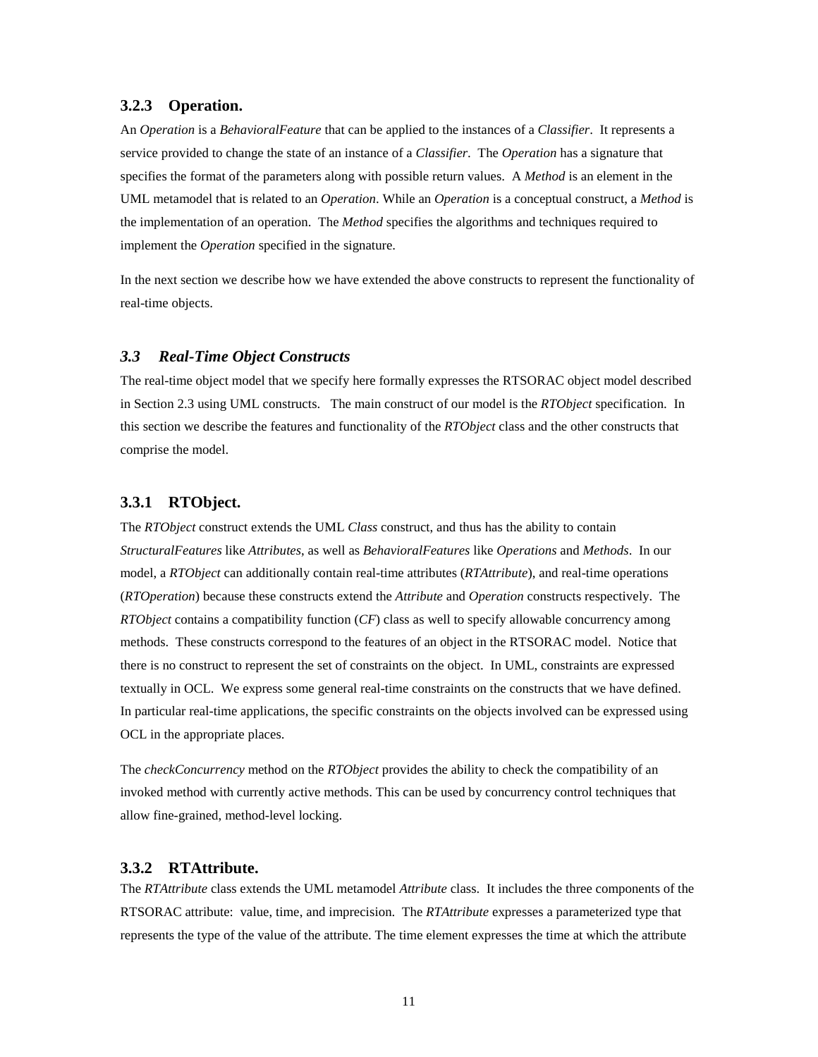### 3.2.3 Operation.

An *Operation* is a *BehavioralFeature* that can be applied to the instances of a *Classifier*. It represents a service provided to change the state of an instance of a *Classifier*. The *Operation* has a signature that specifies the format of the parameters along with possible return values. A *Method* is an element in the UML metamodel that is related to an *Operation*. While an *Operation* is a conceptual construct, a *Method* is the implementation of an operation. The *Method* specifies the algorithms and techniques required to implement the *Operation* specified in the signature.

In the next section we describe how we have extended the above constructs to represent the functionality of real-time objects.

## *3.3 Real-Time Object Constructs*

The real-time object model that we specify here formally expresses the RTSORAC object model described in Section 2.3 using UML constructs. The main construct of our model is the *RTObject* specification. In this section we describe the features and functionality of the *RTObject* class and the other constructs that comprise the model.

### 3.3.1 RTObject.

The *RTObject* construct extends the UML *Class* construct, and thus has the ability to contain *StructuralFeatures* like *Attributes*, as well as *BehavioralFeatures* like *Operations* and *Methods*. In our model, a *RTObject* can additionally contain real-time attributes (*RTAttribute*), and real-time operations (*RTOperation*) because these constructs extend the *Attribute* and *Operation* constructs respectively. The *RTObject* contains a compatibility function (*CF*) class as well to specify allowable concurrency among methods. These constructs correspond to the features of an object in the RTSORAC model. Notice that there is no construct to represent the set of constraints on the object. In UML, constraints are expressed textually in OCL. We express some general real-time constraints on the constructs that we have defined. In particular real-time applications, the specific constraints on the objects involved can be expressed using OCL in the appropriate places.

The *checkConcurrency* method on the *RTObject* provides the ability to check the compatibility of an invoked method with currently active methods. This can be used by concurrency control techniques that allow fine-grained, method-level locking.

### 3.3.2 RTAttribute.

The *RTAttribute* class extends the UML metamodel *Attribute* class. It includes the three components of the RTSORAC attribute: value, time, and imprecision. The *RTAttribute* expresses a parameterized type that represents the type of the value of the attribute. The time element expresses the time at which the attribute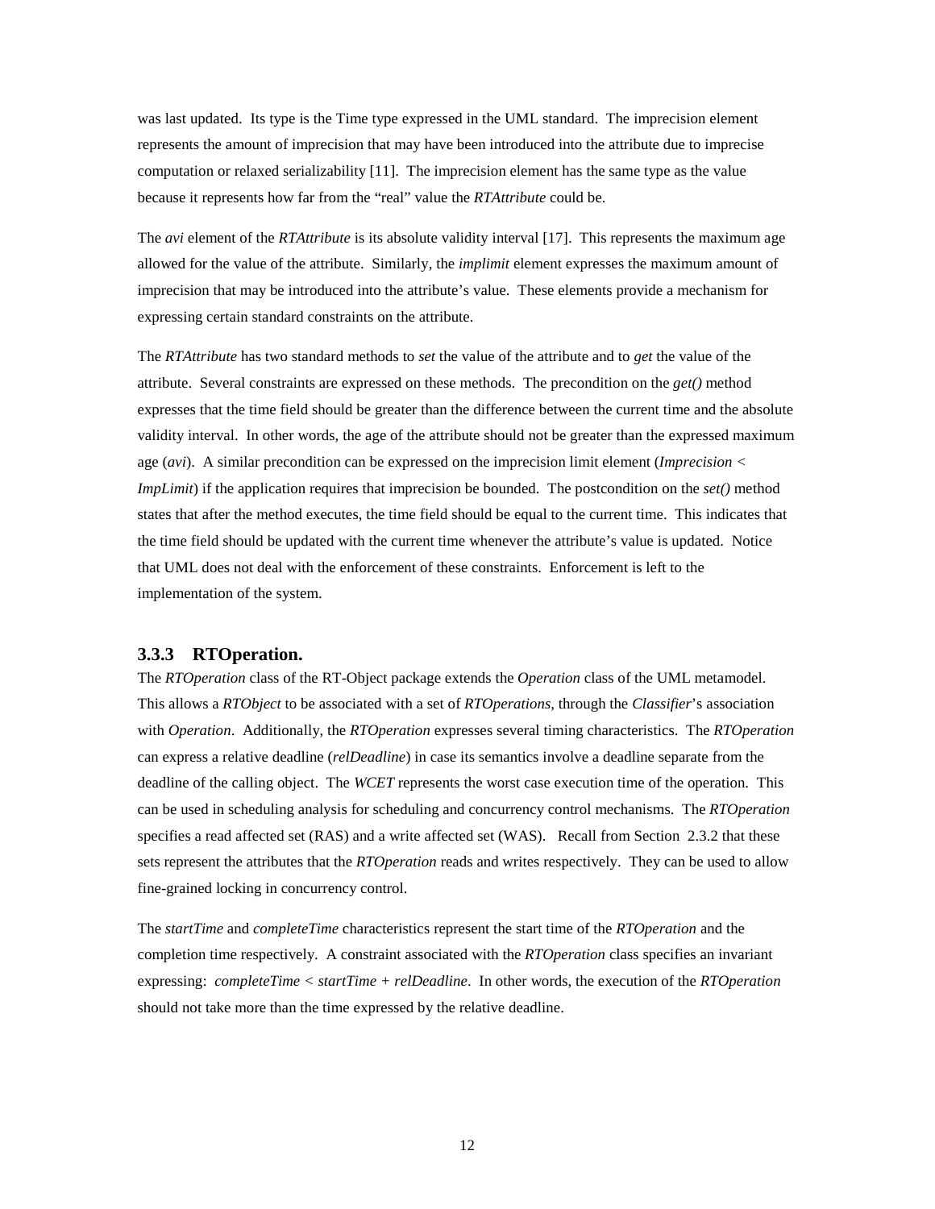was last updated. Its type is the Time type expressed in the UML standard. The imprecision element represents the amount of imprecision that may have been introduced into the attribute due to imprecise computation or relaxed serializability [11]. The imprecision element has the same type as the value because it represents how far from the "real" value the *RTAttribute* could be.

The *avi* element of the *RTAttribute* is its absolute validity interval [17]. This represents the maximum age allowed for the value of the attribute. Similarly, the *implimit* element expresses the maximum amount of imprecision that may be introduced into the attribute's value. These elements provide a mechanism for expressing certain standard constraints on the attribute.

The *RTAttribute* has two standard methods to *set* the value of the attribute and to *get* the value of the attribute. Several constraints are expressed on these methods. The precondition on the *get()* method expresses that the time field should be greater than the difference between the current time and the absolute validity interval. In other words, the age of the attribute should not be greater than the expressed maximum age (*avi*). A similar precondition can be expressed on the imprecision limit element (*Imprecision* < *ImpLimit*) if the application requires that imprecision be bounded. The postcondition on the *set()* method states that after the method executes, the time field should be equal to the current time. This indicates that the time field should be updated with the current time whenever the attribute's value is updated. Notice that UML does not deal with the enforcement of these constraints. Enforcement is left to the implementation of the system.

### 3.3.3 RTOperation.

The *RTOperation* class of the RT-Object package extends the *Operation* class of the UML metamodel. This allows a *RTObject* to be associated with a set of *RTOperations*, through the *Classifier*'s association with *Operation*. Additionally, the *RTOperation* expresses several timing characteristics. The *RTOperation* can express a relative deadline (*relDeadline*) in case its semantics involve a deadline separate from the deadline of the calling object. The *WCET* represents the worst case execution time of the operation. This can be used in scheduling analysis for scheduling and concurrency control mechanisms. The *RTOperation* specifies a read affected set (RAS) and a write affected set (WAS). Recall from Section 2.3.2 that these sets represent the attributes that the *RTOperation* reads and writes respectively. They can be used to allow fine-grained locking in concurrency control.

The *startTime* and *completeTime* characteristics represent the start time of the *RTOperation* and the completion time respectively. A constraint associated with the *RTOperation* class specifies an invariant expressing: *completeTime* < *startTime* + *relDeadline*. In other words, the execution of the *RTOperation* should not take more than the time expressed by the relative deadline.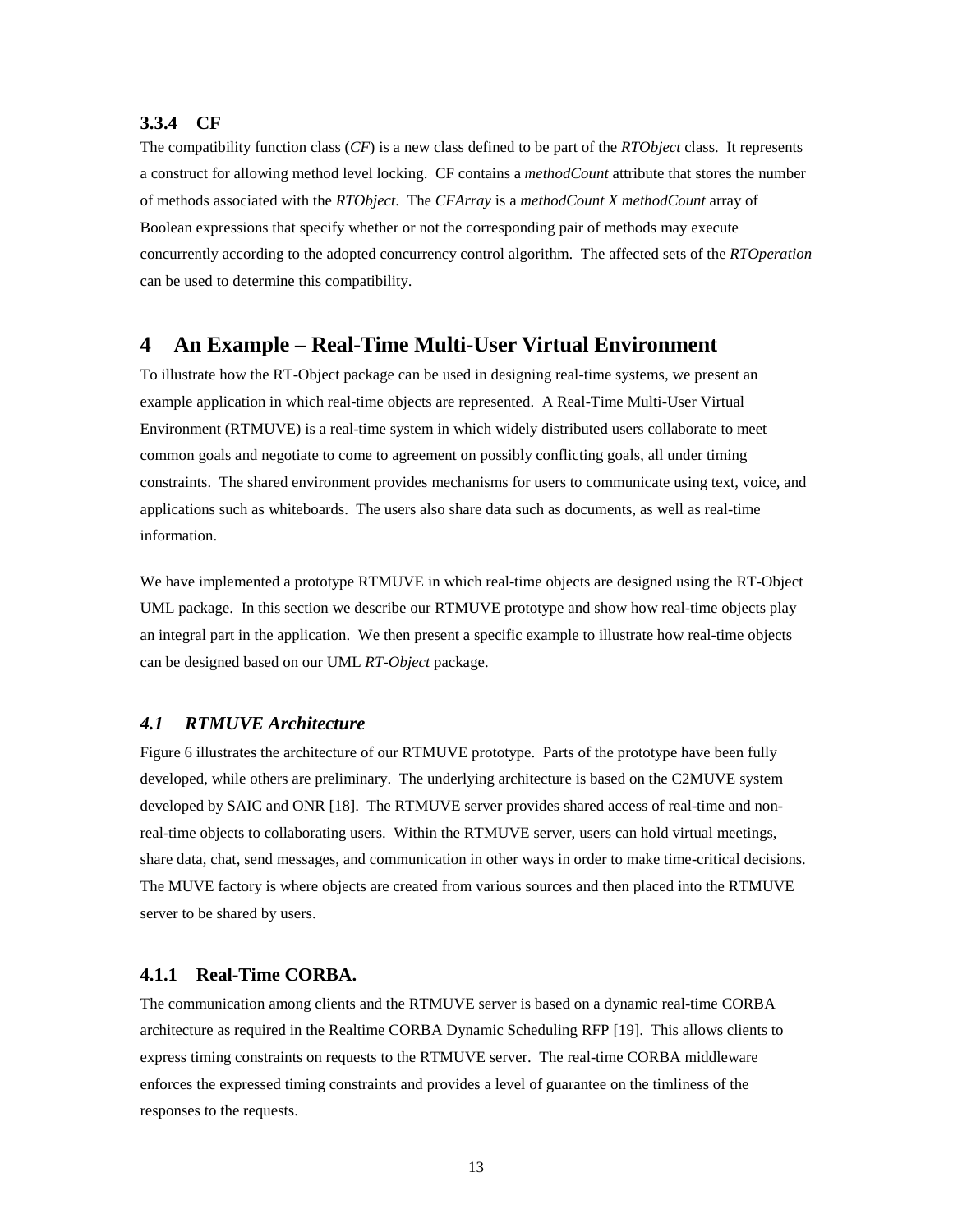### 3.3.4 CF

The compatibility function class (*CF*) is a new class defined to be part of the *RTObject* class. It represents a construct for allowing method level locking. CF contains a *methodCount* attribute that stores the number of methods associated with the *RTObject*. The *CFArray* is a *methodCount X methodCount* array of Boolean expressions that specify whether or not the corresponding pair of methods may execute concurrently according to the adopted concurrency control algorithm. The affected sets of the *RTOperation* can be used to determine this compatibility.

# 4 An Example – Real-Time Multi-User Virtual Environment

To illustrate how the RT-Object package can be used in designing real-time systems, we present an example application in which real-time objects are represented. A Real-Time Multi-User Virtual Environment (RTMUVE) is a real-time system in which widely distributed users collaborate to meet common goals and negotiate to come to agreement on possibly conflicting goals, all under timing constraints. The shared environment provides mechanisms for users to communicate using text, voice, and applications such as whiteboards. The users also share data such as documents, as well as real-time information.

We have implemented a prototype RTMUVE in which real-time objects are designed using the RT-Object UML package. In this section we describe our RTMUVE prototype and show how real-time objects play an integral part in the application. We then present a specific example to illustrate how real-time objects can be designed based on our UML *RT-Object* package.

## *4.1 RTMUVE Architecture*

Figure 6 illustrates the architecture of our RTMUVE prototype. Parts of the prototype have been fully developed, while others are preliminary. The underlying architecture is based on the C2MUVE system developed by SAIC and ONR [18]. The RTMUVE server provides shared access of real-time and non-real-time objects to collaborating users. Within the RTMUVE server, users can hold virtual meetings, share data, chat, send messages, and communication in other ways in order to make time-critical decisions. The MUVE factory is where objects are created from various sources and then placed into the RTMUVE server to be shared by users.

### 4.1.1 Real-Time CORBA.

The communication among clients and the RTMUVE server is based on a dynamic real-time CORBA architecture as required in the Realtime CORBA Dynamic Scheduling RFP [19]. This allows clients to express timing constraints on requests to the RTMUVE server. The real-time CORBA middleware enforces the expressed timing constraints and provides a level of guarantee on the timliness of the responses to the requests.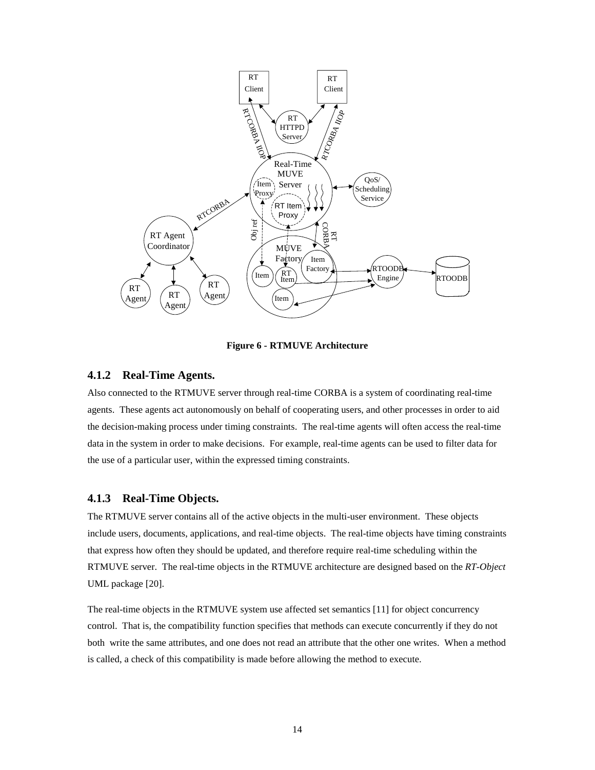**Figure 6 - RTMUVE Architecture**

### 4.1.2 Real-Time Agents.

Also connected to the RTMUVE server through real-time CORBA is a system of coordinating real-time agents. These agents act autonomously on behalf of cooperating users, and other processes in order to aid the decision-making process under timing constraints. The real-time agents will often access the real-time data in the system in order to make decisions. For example, real-time agents can be used to filter data for the use of a particular user, within the expressed timing constraints.

### 4.1.3 Real-Time Objects.

The RTMUVE server contains all of the active objects in the multi-user environment. These objects include users, documents, applications, and real-time objects. The real-time objects have timing constraints that express how often they should be updated, and therefore require real-time scheduling within the RTMUVE server. The real-time objects in the RTMUVE architecture are designed based on the *RT-Object* UML package [20].

The real-time objects in the RTMUVE system use affected set semantics [11] for object concurrency control. That is, the compatibility function specifies that methods can execute concurrently if they do not both write the same attributes, and one does not read an attribute that the other one writes. When a method is called, a check of this compatibility is made before allowing the method to execute.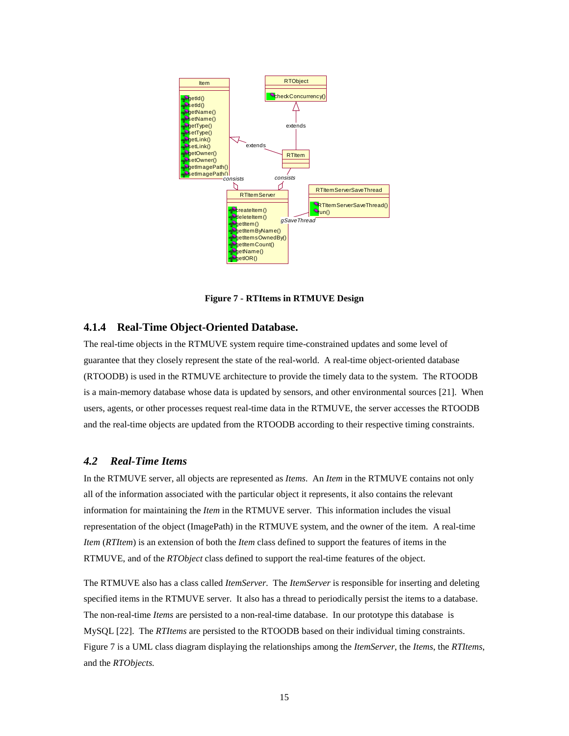**Figure 7 - RTItems in RTMUVE Design**

### 4.1.4 Real-Time Object-Oriented Database.

The real-time objects in the RTMUVE system require time-constrained updates and some level of guarantee that they closely represent the state of the real-world. A real-time object-oriented database (RTOODB) is used in the RTMUVE architecture to provide the timely data to the system. The RTOODB is a main-memory database whose data is updated by sensors, and other environmental sources [21]. When users, agents, or other processes request real-time data in the RTMUVE, the server accesses the RTOODB and the real-time objects are updated from the RTOODB according to their respective timing constraints.

## *4.2 Real-Time Items*

In the RTMUVE server, all objects are represented as *Items*. An *Item* in the RTMUVE contains not only all of the information associated with the particular object it represents, it also contains the relevant information for maintaining the *Item* in the RTMUVE server. This information includes the visual representation of the object (ImagePath) in the RTMUVE system, and the owner of the item. A real-time *Item* (*RTItem*) is an extension of both the *Item* class defined to support the features of items in the RTMUVE, and of the *RTObject* class defined to support the real-time features of the object.

The RTMUVE also has a class called *ItemServer*. The *ItemServer* is responsible for inserting and deleting specified items in the RTMUVE server. It also has a thread to periodically persist the items to a database. The non-real-time *Items* are persisted to a non-real-time database. In our prototype this database is MySQL [22]. The *RTItems* are persisted to the RTOODB based on their individual timing constraints. Figure 7 is a UML class diagram displaying the relationships among the *ItemServer*, the *Items*, the *RTItems*, and the *RTObjects.*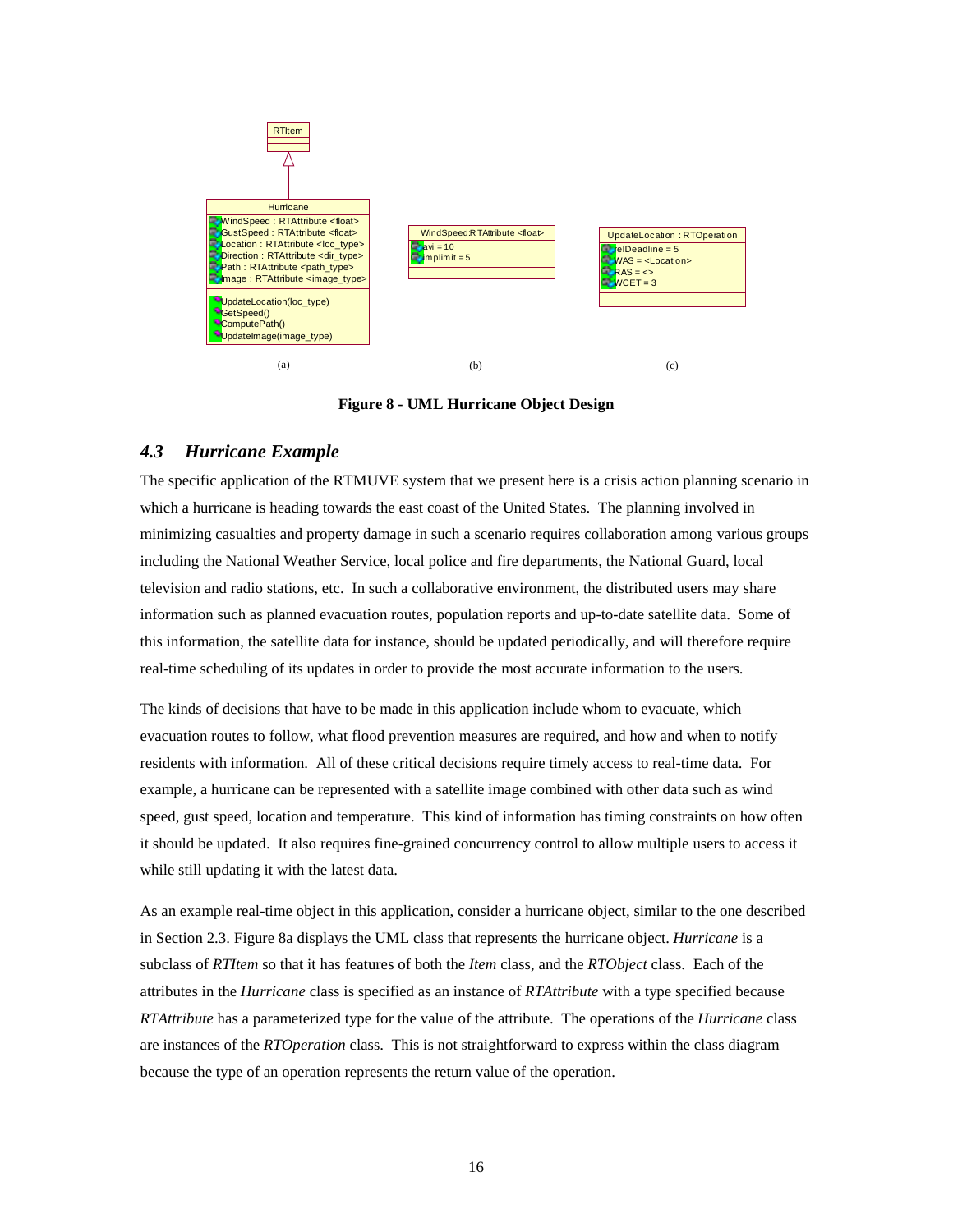RTItem

Hurricane
WindSpeed : RTAttribute <float>
GustSpeed : RTAttribute <float>
Location : RTAttribute <loc_type>
Direction : RTAttribute <dir_type>
Path : RTAttribute <path_type>
Image : RTAttribute <image_type>

UpdateLocation(loc_type)
GetSpeed()
ComputePath()
UpdateImage(image_type)

(a)

WindSpeed:RTAttribute <float>
avi = 10
imprimit = 5

(b)

UpdateLocation : RTOperation
relDeadline = 5
WAS = <Location>
RAS = <>
WCET = 3

(c)

**Figure 8 - UML Hurricane Object Design**

## *4.3 Hurricane Example*

The specific application of the RTMUVE system that we present here is a crisis action planning scenario in which a hurricane is heading towards the east coast of the United States. The planning involved in minimizing casualties and property damage in such a scenario requires collaboration among various groups including the National Weather Service, local police and fire departments, the National Guard, local television and radio stations, etc. In such a collaborative environment, the distributed users may share information such as planned evacuation routes, population reports and up-to-date satellite data. Some of this information, the satellite data for instance, should be updated periodically, and will therefore require real-time scheduling of its updates in order to provide the most accurate information to the users.

The kinds of decisions that have to be made in this application include whom to evacuate, which evacuation routes to follow, what flood prevention measures are required, and how and when to notify residents with information. All of these critical decisions require timely access to real-time data. For example, a hurricane can be represented with a satellite image combined with other data such as wind speed, gust speed, location and temperature. This kind of information has timing constraints on how often it should be updated. It also requires fine-grained concurrency control to allow multiple users to access it while still updating it with the latest data.

As an example real-time object in this application, consider a hurricane object, similar to the one described in Section 2.3. Figure 8a displays the UML class that represents the hurricane object. *Hurricane* is a subclass of *RTItem* so that it has features of both the *Item* class, and the *RTObject* class. Each of the attributes in the *Hurricane* class is specified as an instance of *RTAttribute* with a type specified because *RTAttribute* has a parameterized type for the value of the attribute. The operations of the *Hurricane* class are instances of the *RTOperation* class. This is not straightforward to express within the class diagram because the type of an operation represents the return value of the operation.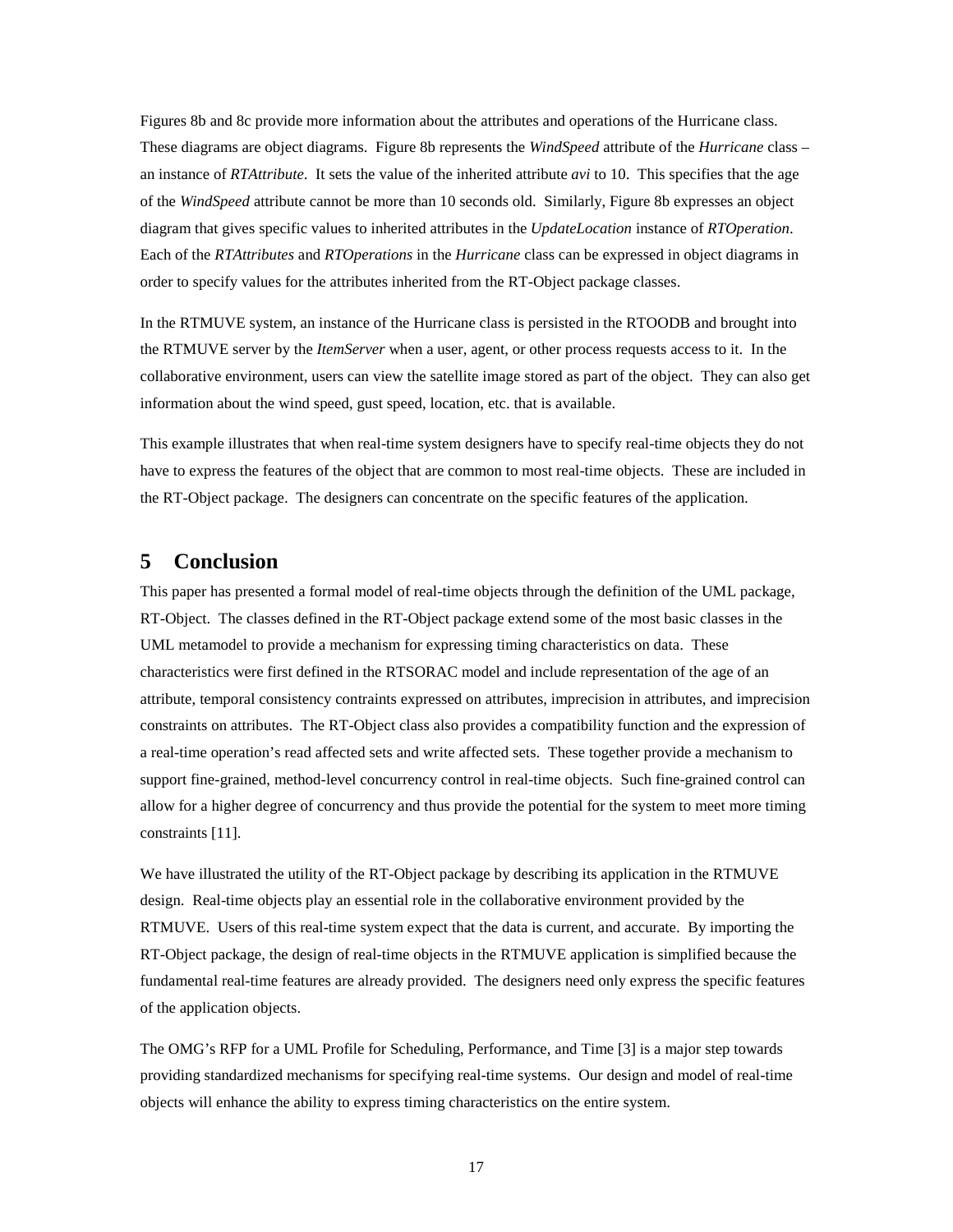Figures 8b and 8c provide more information about the attributes and operations of the Hurricane class. These diagrams are object diagrams. Figure 8b represents the *WindSpeed* attribute of the *Hurricane* class – an instance of *RTAttribute*. It sets the value of the inherited attribute *avi* to 10. This specifies that the age of the *WindSpeed* attribute cannot be more than 10 seconds old. Similarly, Figure 8b expresses an object diagram that gives specific values to inherited attributes in the *UpdateLocation* instance of *RTOperation*. Each of the *RTAttributes* and *RTOperations* in the *Hurricane* class can be expressed in object diagrams in order to specify values for the attributes inherited from the RT-Object package classes.

In the RTMUVE system, an instance of the Hurricane class is persisted in the RTOODB and brought into the RTMUVE server by the *ItemServer* when a user, agent, or other process requests access to it. In the collaborative environment, users can view the satellite image stored as part of the object. They can also get information about the wind speed, gust speed, location, etc. that is available.

This example illustrates that when real-time system designers have to specify real-time objects they do not have to express the features of the object that are common to most real-time objects. These are included in the RT-Object package. The designers can concentrate on the specific features of the application.

# 5 Conclusion

This paper has presented a formal model of real-time objects through the definition of the UML package, RT-Object. The classes defined in the RT-Object package extend some of the most basic classes in the UML metamodel to provide a mechanism for expressing timing characteristics on data. These characteristics were first defined in the RTSORAC model and include representation of the age of an attribute, temporal consistency contraints expressed on attributes, imprecision in attributes, and imprecision constraints on attributes. The RT-Object class also provides a compatibility function and the expression of a real-time operation's read affected sets and write affected sets. These together provide a mechanism to support fine-grained, method-level concurrency control in real-time objects. Such fine-grained control can allow for a higher degree of concurrency and thus provide the potential for the system to meet more timing constraints [11].

We have illustrated the utility of the RT-Object package by describing its application in the RTMUVE design. Real-time objects play an essential role in the collaborative environment provided by the RTMUVE. Users of this real-time system expect that the data is current, and accurate. By importing the RT-Object package, the design of real-time objects in the RTMUVE application is simplified because the fundamental real-time features are already provided. The designers need only express the specific features of the application objects.

The OMG's RFP for a UML Profile for Scheduling, Performance, and Time [3] is a major step towards providing standardized mechanisms for specifying real-time systems. Our design and model of real-time objects will enhance the ability to express timing characteristics on the entire system.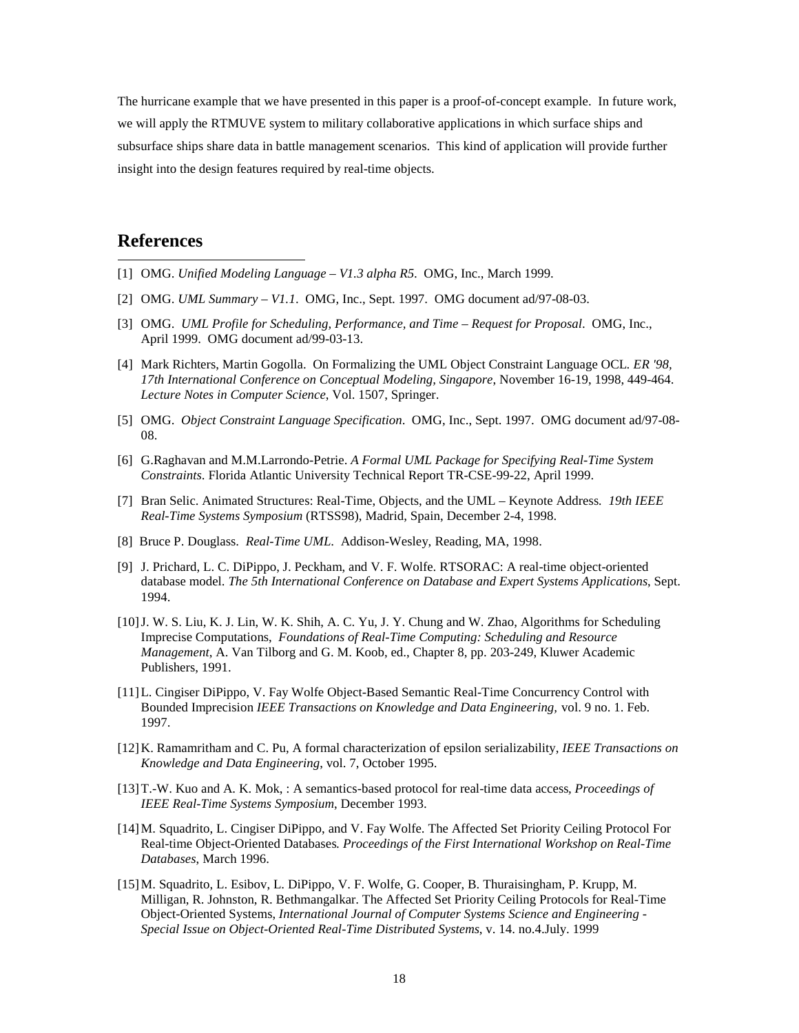The hurricane example that we have presented in this paper is a proof-of-concept example. In future work, we will apply the RTMUVE system to military collaborative applications in which surface ships and subsurface ships share data in battle management scenarios. This kind of application will provide further insight into the design features required by real-time objects.

## References

[1] OMG. *Unified Modeling Language – V1.3 alpha R5*. OMG, Inc., March 1999.

[2] OMG. *UML Summary – V1.1*. OMG, Inc., Sept. 1997. OMG document ad/97-08-03.

[3] OMG. *UML Profile for Scheduling, Performance, and Time – Request for Proposal*. OMG, Inc., April 1999. OMG document ad/99-03-13.

[4] Mark Richters, Martin Gogolla. On Formalizing the UML Object Constraint Language OCL. *ER '98, 17th International Conference on Conceptual Modeling, Singapore*, November 16-19, 1998, 449-464. *Lecture Notes in Computer Science*, Vol. 1507, Springer.

[5] OMG. *Object Constraint Language Specification*. OMG, Inc., Sept. 1997. OMG document ad/97-08-08.

[6] G.Raghavan and M.M.Larrondo-Petrie. *A Formal UML Package for Specifying Real-Time System Constraints*. Florida Atlantic University Technical Report TR-CSE-99-22, April 1999.

[7] Bran Selic. Animated Structures: Real-Time, Objects, and the UML – Keynote Address. *19th IEEE Real-Time Systems Symposium* (RTSS98), Madrid, Spain, December 2-4, 1998.

[8] Bruce P. Douglass. *Real-Time UML*. Addison-Wesley, Reading, MA, 1998.

[9] J. Prichard, L. C. DiPippo, J. Peckham, and V. F. Wolfe. RTSORAC: A real-time object-oriented database model. *The 5th International Conference on Database and Expert Systems Applications*, Sept. 1994.

[10] J. W. S. Liu, K. J. Lin, W. K. Shih, A. C. Yu, J. Y. Chung and W. Zhao, Algorithms for Scheduling Imprecise Computations, *Foundations of Real-Time Computing: Scheduling and Resource Management*, A. Van Tilborg and G. M. Koob, ed., Chapter 8, pp. 203-249, Kluwer Academic Publishers, 1991.

[11] L. Cingiser DiPippo, V. Fay Wolfe Object-Based Semantic Real-Time Concurrency Control with Bounded Imprecision *IEEE Transactions on Knowledge and Data Engineering,* vol. 9 no. 1. Feb. 1997.

[12] K. Ramamritham and C. Pu, A formal characterization of epsilon serializability, *IEEE Transactions on Knowledge and Data Engineering*, vol. 7, October 1995.

[13] T.-W. Kuo and A. K. Mok, : A semantics-based protocol for real-time data access, *Proceedings of IEEE Real-Time Systems Symposium*, December 1993.

[14] M. Squadrito, L. Cingiser DiPippo, and V. Fay Wolfe. The Affected Set Priority Ceiling Protocol For Real-time Object-Oriented Databases. *Proceedings of the First International Workshop on Real-Time Databases*, March 1996.

[15] M. Squadrito, L. Esibov, L. DiPippo, V. F. Wolfe, G. Cooper, B. Thuraisingham, P. Krupp, M. Milligan, R. Johnston, R. Bethmangalkar. The Affected Set Priority Ceiling Protocols for Real-Time Object-Oriented Systems, *International Journal of Computer Systems Science and Engineering - Special Issue on Object-Oriented Real-Time Distributed Systems*, v. 14. no.4.July. 1999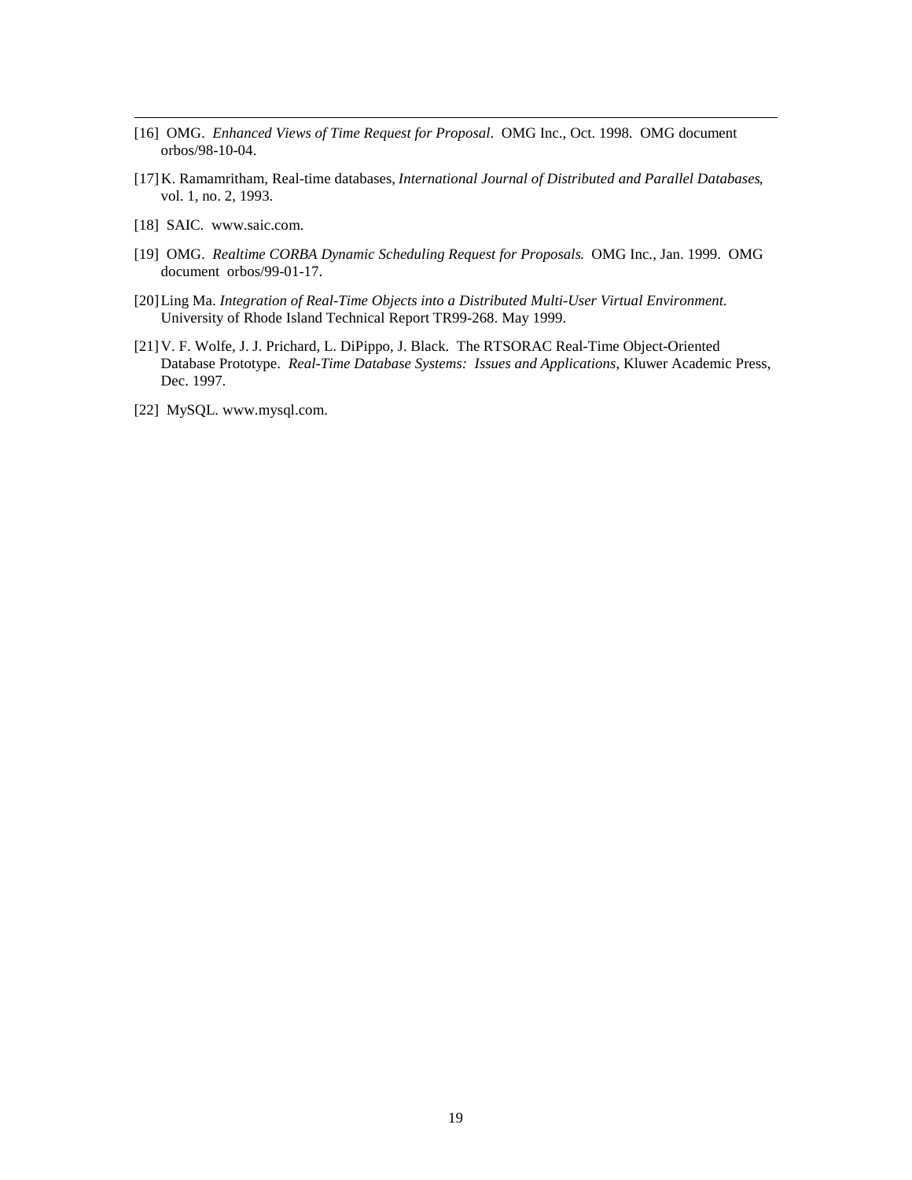[16] OMG. *Enhanced Views of Time Request for Proposal*. OMG Inc., Oct. 1998. OMG document orbos/98-10-04.

[17] K. Ramamritham, Real-time databases, *International Journal of Distributed and Parallel Databases*, vol. 1, no. 2, 1993.

[18] SAIC. www.saic.com.

[19] OMG. *Realtime CORBA Dynamic Scheduling Request for Proposals*. OMG Inc., Jan. 1999. OMG document orbos/99-01-17.

[20] Ling Ma. *Integration of Real-Time Objects into a Distributed Multi-User Virtual Environment.* University of Rhode Island Technical Report TR99-268. May 1999.

[21] V. F. Wolfe, J. J. Prichard, L. DiPippo, J. Black. The RTSORAC Real-Time Object-Oriented Database Prototype. *Real-Time Database Systems: Issues and Applications*, Kluwer Academic Press, Dec. 1997.

[22] MySQL. www.mysql.com.